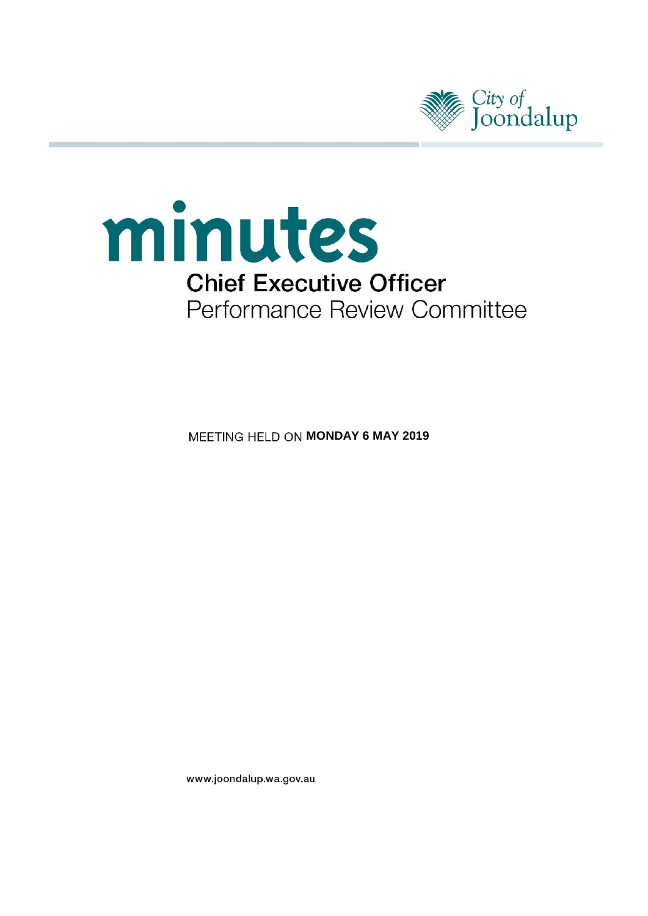City of Joondalup

# minutes

## Chief Executive Officer

Performance Review Committee

MEETING HELD ON **MONDAY 6 MAY 2019**

www.joondalup.wa.gov.au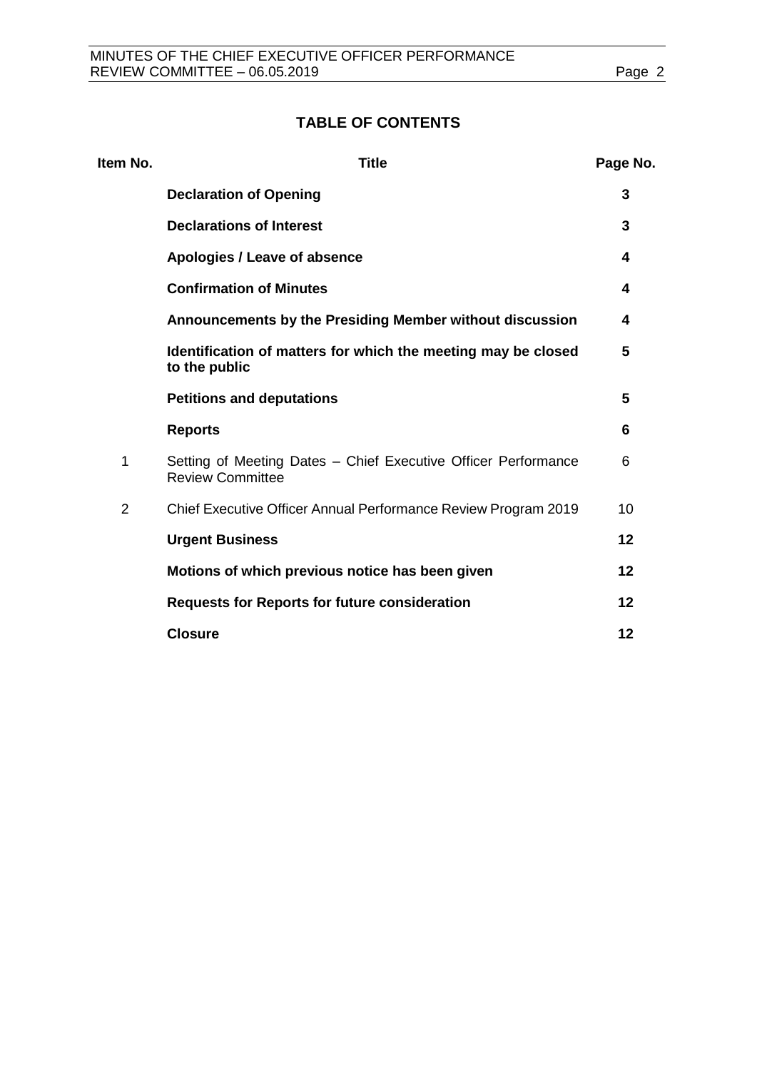## TABLE OF CONTENTS

| Item No. | Title | Page No. |
|---|---|---|
| | **Declaration of Opening** | **3** |
| | **Declarations of Interest** | **3** |
| | **Apologies / Leave of absence** | **4** |
| | **Confirmation of Minutes** | **4** |
| | **Announcements by the Presiding Member without discussion** | **4** |
| | **Identification of matters for which the meeting may be closed to the public** | **5** |
| | **Petitions and deputations** | **5** |
| | **Reports** | **6** |
| 1 | Setting of Meeting Dates – Chief Executive Officer Performance Review Committee | 6 |
| 2 | Chief Executive Officer Annual Performance Review Program 2019 | 10 |
| | **Urgent Business** | **12** |
| | **Motions of which previous notice has been given** | **12** |
| | **Requests for Reports for future consideration** | **12** |
| | **Closure** | **12** |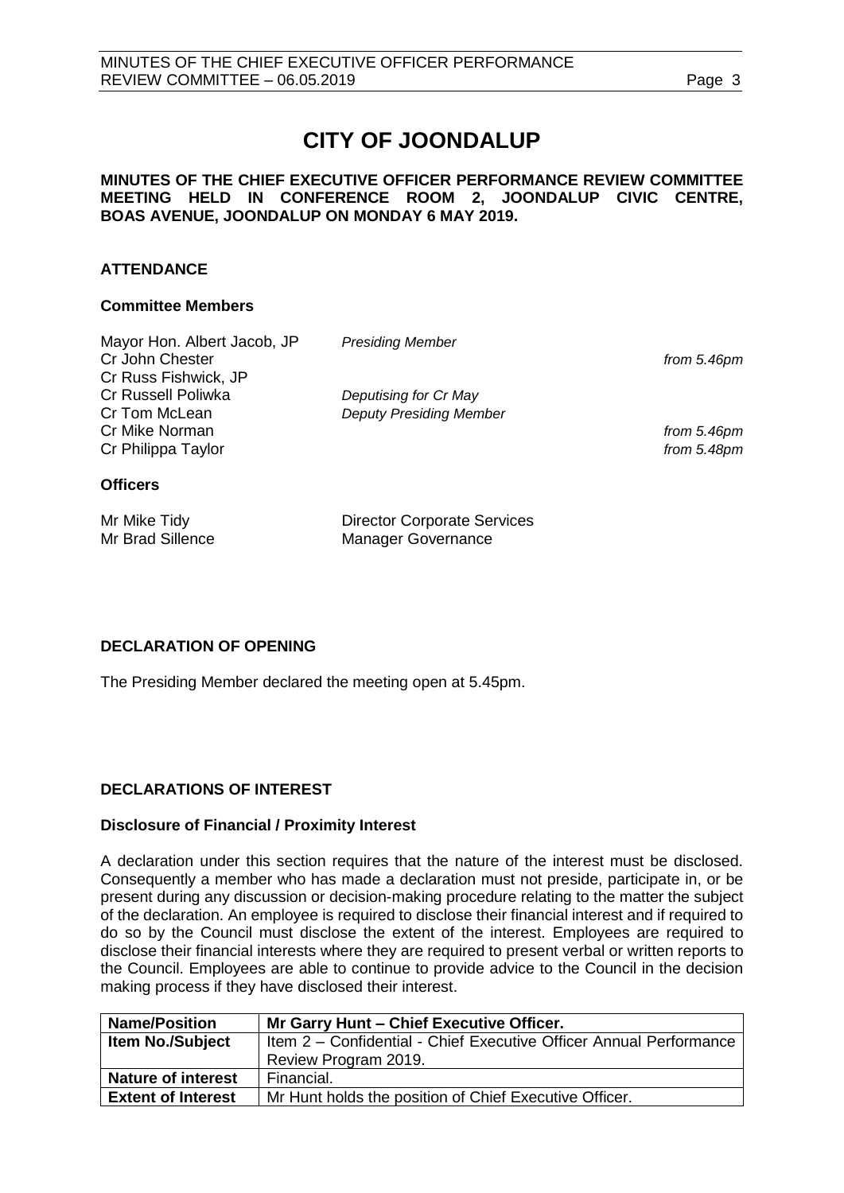# CITY OF JOONDALUP

**MINUTES OF THE CHIEF EXECUTIVE OFFICER PERFORMANCE REVIEW COMMITTEE MEETING HELD IN CONFERENCE ROOM 2, JOONDALUP CIVIC CENTRE, BOAS AVENUE, JOONDALUP ON MONDAY 6 MAY 2019.**

## ATTENDANCE

### Committee Members

| | | |
|---|---|---|
| Mayor Hon. Albert Jacob, JP | *Presiding Member* | |
| Cr John Chester | | *from 5.46pm* |
| Cr Russ Fishwick, JP | | |
| Cr Russell Poliwka | *Deputising for Cr May* | |
| Cr Tom McLean | *Deputy Presiding Member* | |
| Cr Mike Norman | | *from 5.46pm* |
| Cr Philippa Taylor | | *from 5.48pm* |

### Officers

| | |
|---|---|
| Mr Mike Tidy | Director Corporate Services |
| Mr Brad Sillence | Manager Governance |

## DECLARATION OF OPENING

The Presiding Member declared the meeting open at 5.45pm.

## DECLARATIONS OF INTEREST

### Disclosure of Financial / Proximity Interest

A declaration under this section requires that the nature of the interest must be disclosed. Consequently a member who has made a declaration must not preside, participate in, or be present during any discussion or decision-making procedure relating to the matter the subject of the declaration. An employee is required to disclose their financial interest and if required to do so by the Council must disclose the extent of the interest. Employees are required to disclose their financial interests where they are required to present verbal or written reports to the Council. Employees are able to continue to provide advice to the Council in the decision making process if they have disclosed their interest.

| **Name/Position** | **Mr Garry Hunt – Chief Executive Officer.** |
|---|---|
| **Item No./Subject** | Item 2 – Confidential - Chief Executive Officer Annual Performance Review Program 2019. |
| **Nature of interest** | Financial. |
| **Extent of Interest** | Mr Hunt holds the position of Chief Executive Officer. |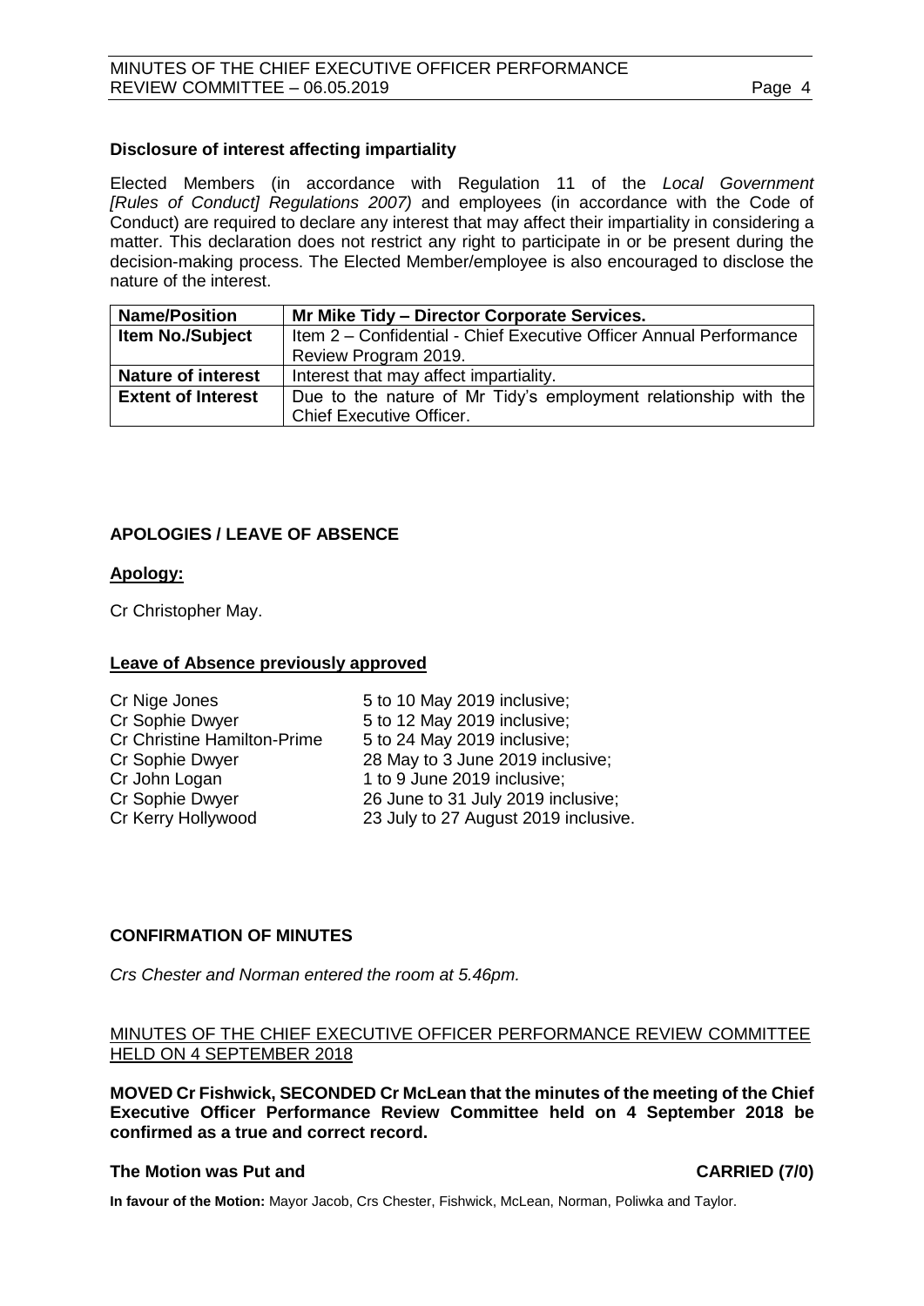**Disclosure of interest affecting impartiality**

Elected Members (in accordance with Regulation 11 of the *Local Government [Rules of Conduct] Regulations 2007)* and employees (in accordance with the Code of Conduct) are required to declare any interest that may affect their impartiality in considering a matter. This declaration does not restrict any right to participate in or be present during the decision-making process. The Elected Member/employee is also encouraged to disclose the nature of the interest.

| **Name/Position** | **Mr Mike Tidy – Director Corporate Services.** |
|---|---|
| **Item No./Subject** | Item 2 – Confidential - Chief Executive Officer Annual Performance Review Program 2019. |
| **Nature of interest** | Interest that may affect impartiality. |
| **Extent of Interest** | Due to the nature of Mr Tidy's employment relationship with the Chief Executive Officer. |

## APOLOGIES / LEAVE OF ABSENCE

**Apology:**

Cr Christopher May.

**Leave of Absence previously approved**

| | |
|---|---|
| Cr Nige Jones | 5 to 10 May 2019 inclusive; |
| Cr Sophie Dwyer | 5 to 12 May 2019 inclusive; |
| Cr Christine Hamilton-Prime | 5 to 24 May 2019 inclusive; |
| Cr Sophie Dwyer | 28 May to 3 June 2019 inclusive; |
| Cr John Logan | 1 to 9 June 2019 inclusive; |
| Cr Sophie Dwyer | 26 June to 31 July 2019 inclusive; |
| Cr Kerry Hollywood | 23 July to 27 August 2019 inclusive. |

## CONFIRMATION OF MINUTES

*Crs Chester and Norman entered the room at 5.46pm.*

MINUTES OF THE CHIEF EXECUTIVE OFFICER PERFORMANCE REVIEW COMMITTEE HELD ON 4 SEPTEMBER 2018

**MOVED Cr Fishwick, SECONDED Cr McLean that the minutes of the meeting of the Chief Executive Officer Performance Review Committee held on 4 September 2018 be confirmed as a true and correct record.**

**The Motion was Put and CARRIED (7/0)**

**In favour of the Motion:** Mayor Jacob, Crs Chester, Fishwick, McLean, Norman, Poliwka and Taylor.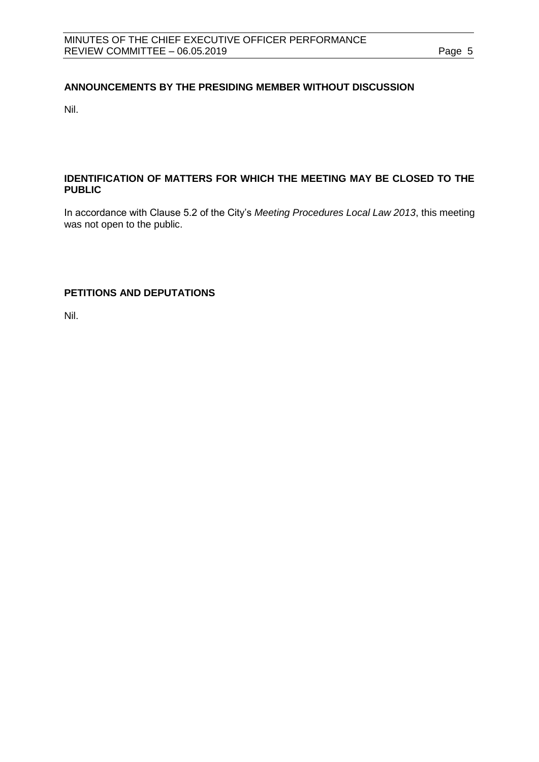## ANNOUNCEMENTS BY THE PRESIDING MEMBER WITHOUT DISCUSSION

Nil.

## IDENTIFICATION OF MATTERS FOR WHICH THE MEETING MAY BE CLOSED TO THE PUBLIC

In accordance with Clause 5.2 of the City's *Meeting Procedures Local Law 2013*, this meeting was not open to the public.

## PETITIONS AND DEPUTATIONS

Nil.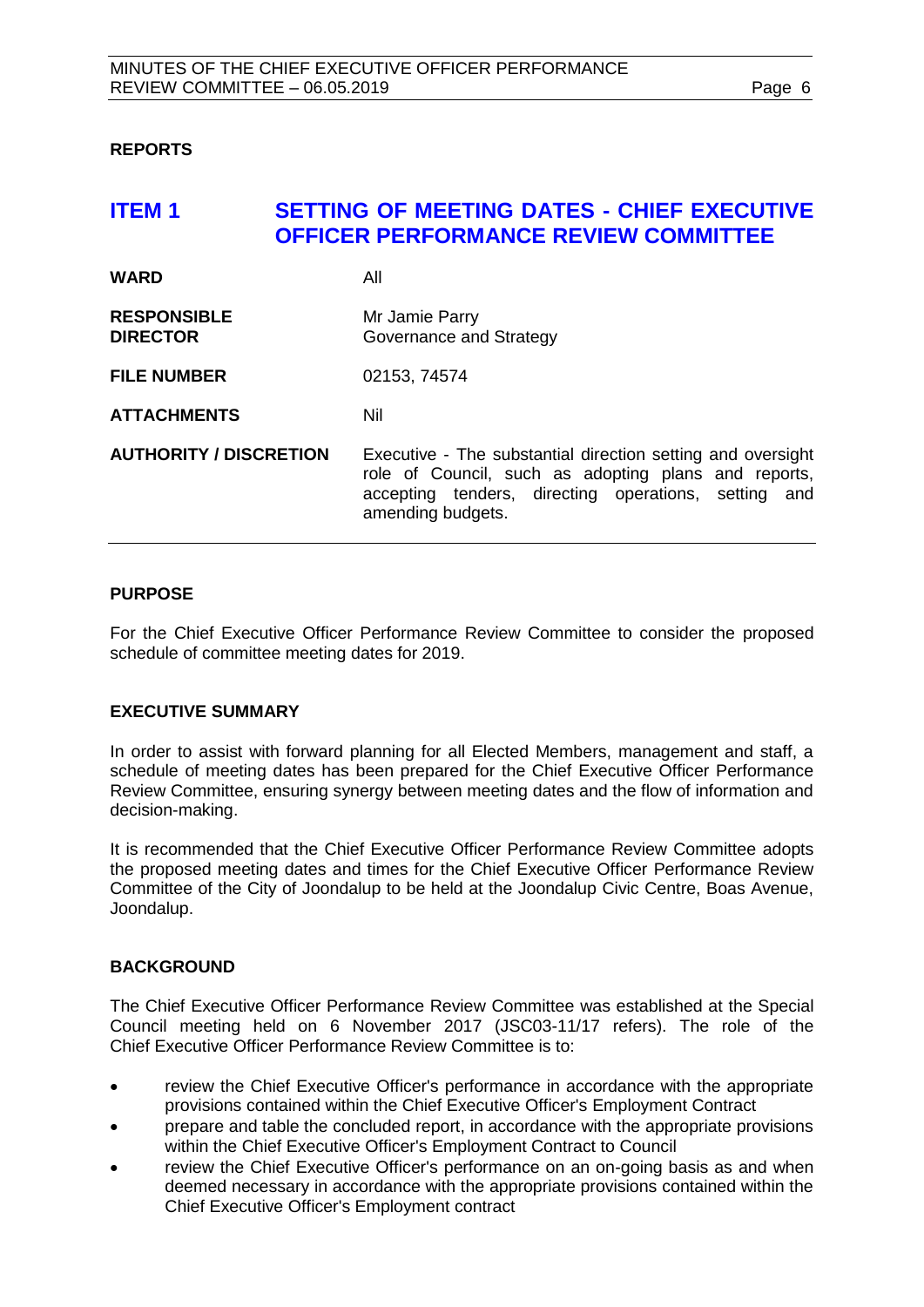## REPORTS

# ITEM 1 SETTING OF MEETING DATES - CHIEF EXECUTIVE OFFICER PERFORMANCE REVIEW COMMITTEE

| | |
|---|---|
| **WARD** | All |
| **RESPONSIBLE DIRECTOR** | Mr Jamie Parry<br>Governance and Strategy |
| **FILE NUMBER** | 02153, 74574 |
| **ATTACHMENTS** | Nil |
| **AUTHORITY / DISCRETION** | Executive - The substantial direction setting and oversight role of Council, such as adopting plans and reports, accepting tenders, directing operations, setting and amending budgets. |

### PURPOSE

For the Chief Executive Officer Performance Review Committee to consider the proposed schedule of committee meeting dates for 2019.

### EXECUTIVE SUMMARY

In order to assist with forward planning for all Elected Members, management and staff, a schedule of meeting dates has been prepared for the Chief Executive Officer Performance Review Committee, ensuring synergy between meeting dates and the flow of information and decision-making.

It is recommended that the Chief Executive Officer Performance Review Committee adopts the proposed meeting dates and times for the Chief Executive Officer Performance Review Committee of the City of Joondalup to be held at the Joondalup Civic Centre, Boas Avenue, Joondalup.

### BACKGROUND

The Chief Executive Officer Performance Review Committee was established at the Special Council meeting held on 6 November 2017 (JSC03-11/17 refers). The role of the Chief Executive Officer Performance Review Committee is to:

- review the Chief Executive Officer's performance in accordance with the appropriate provisions contained within the Chief Executive Officer's Employment Contract
- prepare and table the concluded report, in accordance with the appropriate provisions within the Chief Executive Officer's Employment Contract to Council
- review the Chief Executive Officer's performance on an on-going basis as and when deemed necessary in accordance with the appropriate provisions contained within the Chief Executive Officer's Employment contract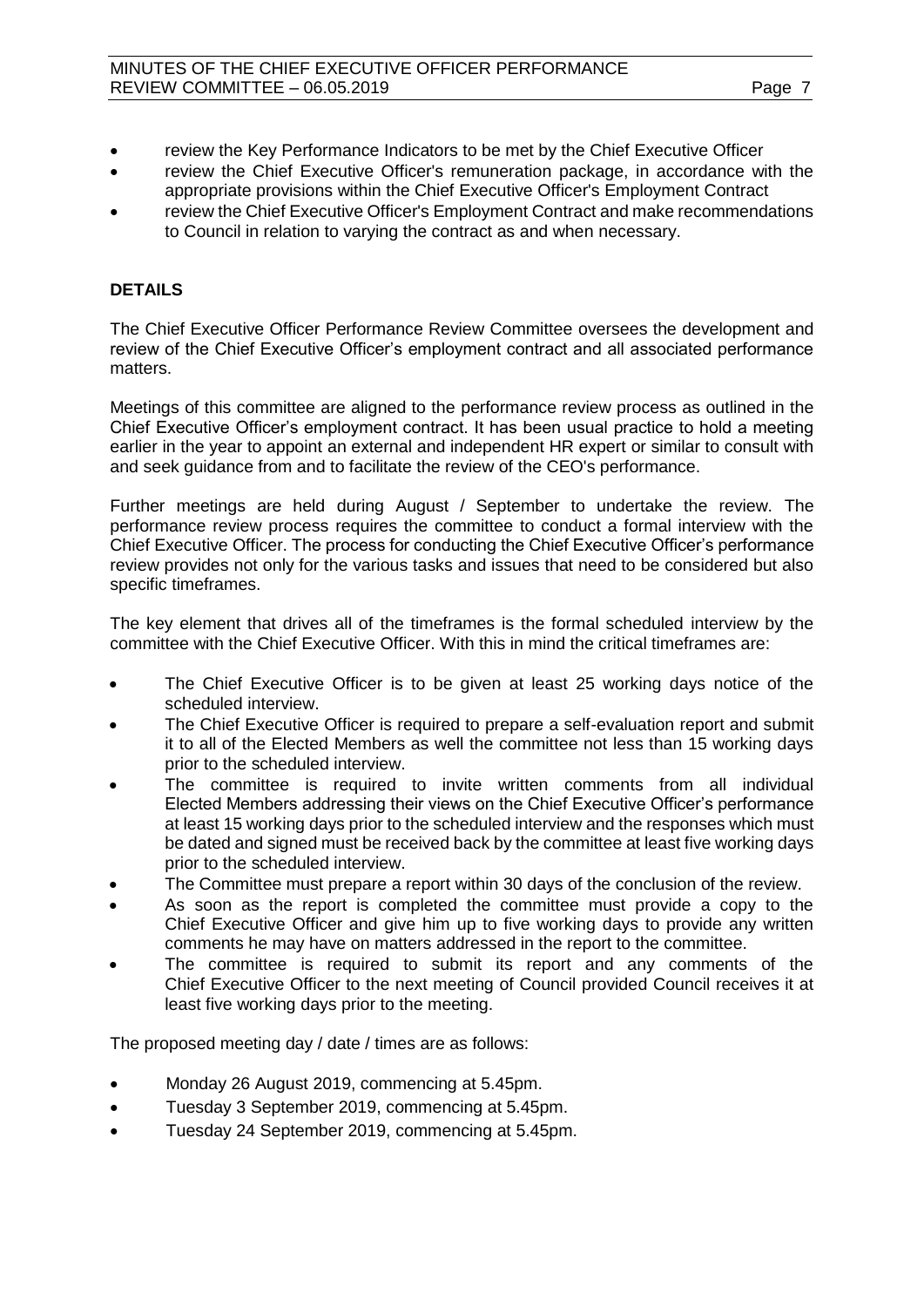- review the Key Performance Indicators to be met by the Chief Executive Officer
- review the Chief Executive Officer's remuneration package, in accordance with the appropriate provisions within the Chief Executive Officer's Employment Contract
- review the Chief Executive Officer's Employment Contract and make recommendations to Council in relation to varying the contract as and when necessary.

## DETAILS

The Chief Executive Officer Performance Review Committee oversees the development and review of the Chief Executive Officer's employment contract and all associated performance matters.

Meetings of this committee are aligned to the performance review process as outlined in the Chief Executive Officer's employment contract. It has been usual practice to hold a meeting earlier in the year to appoint an external and independent HR expert or similar to consult with and seek guidance from and to facilitate the review of the CEO's performance.

Further meetings are held during August / September to undertake the review. The performance review process requires the committee to conduct a formal interview with the Chief Executive Officer. The process for conducting the Chief Executive Officer's performance review provides not only for the various tasks and issues that need to be considered but also specific timeframes.

The key element that drives all of the timeframes is the formal scheduled interview by the committee with the Chief Executive Officer. With this in mind the critical timeframes are:

- The Chief Executive Officer is to be given at least 25 working days notice of the scheduled interview.
- The Chief Executive Officer is required to prepare a self-evaluation report and submit it to all of the Elected Members as well the committee not less than 15 working days prior to the scheduled interview.
- The committee is required to invite written comments from all individual Elected Members addressing their views on the Chief Executive Officer's performance at least 15 working days prior to the scheduled interview and the responses which must be dated and signed must be received back by the committee at least five working days prior to the scheduled interview.
- The Committee must prepare a report within 30 days of the conclusion of the review.
- As soon as the report is completed the committee must provide a copy to the Chief Executive Officer and give him up to five working days to provide any written comments he may have on matters addressed in the report to the committee.
- The committee is required to submit its report and any comments of the Chief Executive Officer to the next meeting of Council provided Council receives it at least five working days prior to the meeting.

The proposed meeting day / date / times are as follows:

- Monday 26 August 2019, commencing at 5.45pm.
- Tuesday 3 September 2019, commencing at 5.45pm.
- Tuesday 24 September 2019, commencing at 5.45pm.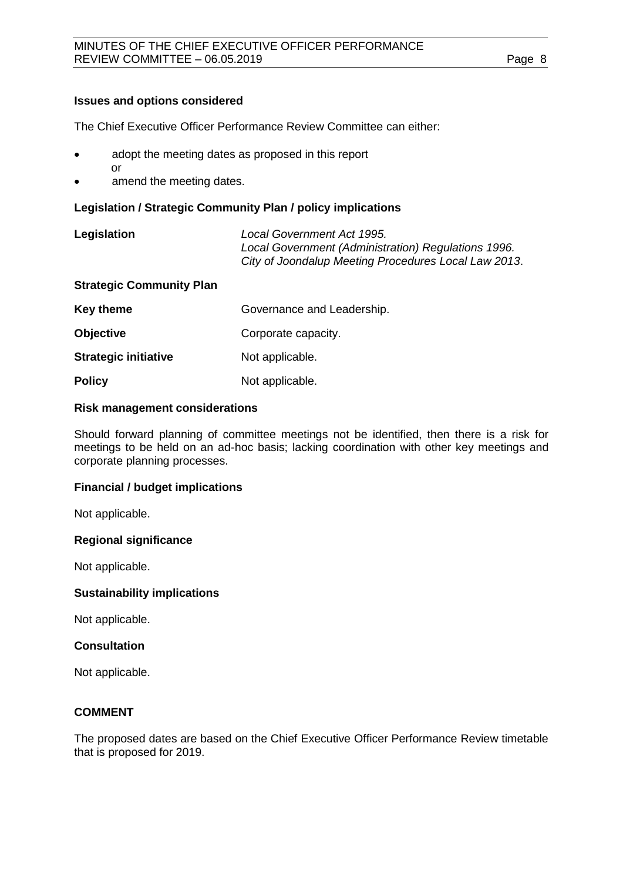**Issues and options considered**

The Chief Executive Officer Performance Review Committee can either:

- adopt the meeting dates as proposed in this report
  or
- amend the meeting dates.

**Legislation / Strategic Community Plan / policy implications**

| | |
|---|---|
| **Legislation** | *Local Government Act 1995.*<br>*Local Government (Administration) Regulations 1996.*<br>*City of Joondalup Meeting Procedures Local Law 2013*. |

**Strategic Community Plan**

| | |
|---|---|
| **Key theme** | Governance and Leadership. |
| **Objective** | Corporate capacity. |
| **Strategic initiative** | Not applicable. |
| **Policy** | Not applicable. |

**Risk management considerations**

Should forward planning of committee meetings not be identified, then there is a risk for meetings to be held on an ad-hoc basis; lacking coordination with other key meetings and corporate planning processes.

**Financial / budget implications**

Not applicable.

**Regional significance**

Not applicable.

**Sustainability implications**

Not applicable.

**Consultation**

Not applicable.

**COMMENT**

The proposed dates are based on the Chief Executive Officer Performance Review timetable that is proposed for 2019.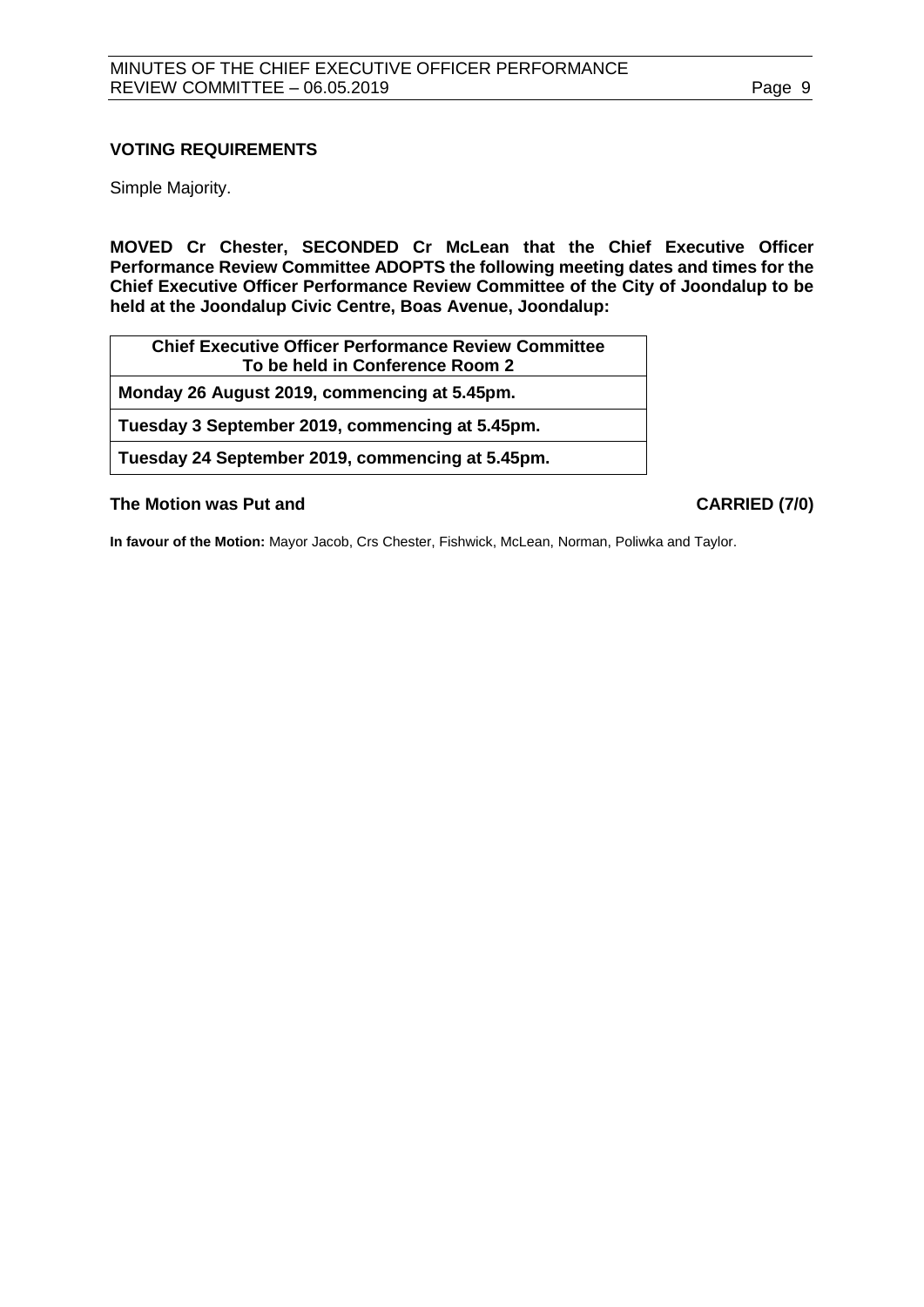**VOTING REQUIREMENTS**

Simple Majority.

**MOVED Cr Chester, SECONDED Cr McLean that the Chief Executive Officer Performance Review Committee ADOPTS the following meeting dates and times for the Chief Executive Officer Performance Review Committee of the City of Joondalup to be held at the Joondalup Civic Centre, Boas Avenue, Joondalup:**

| **Chief Executive Officer Performance Review Committee To be held in Conference Room 2** |
|---|
| **Monday 26 August 2019, commencing at 5.45pm.** |
| **Tuesday 3 September 2019, commencing at 5.45pm.** |
| **Tuesday 24 September 2019, commencing at 5.45pm.** |

**The Motion was Put and CARRIED (7/0)**

**In favour of the Motion:** Mayor Jacob, Crs Chester, Fishwick, McLean, Norman, Poliwka and Taylor.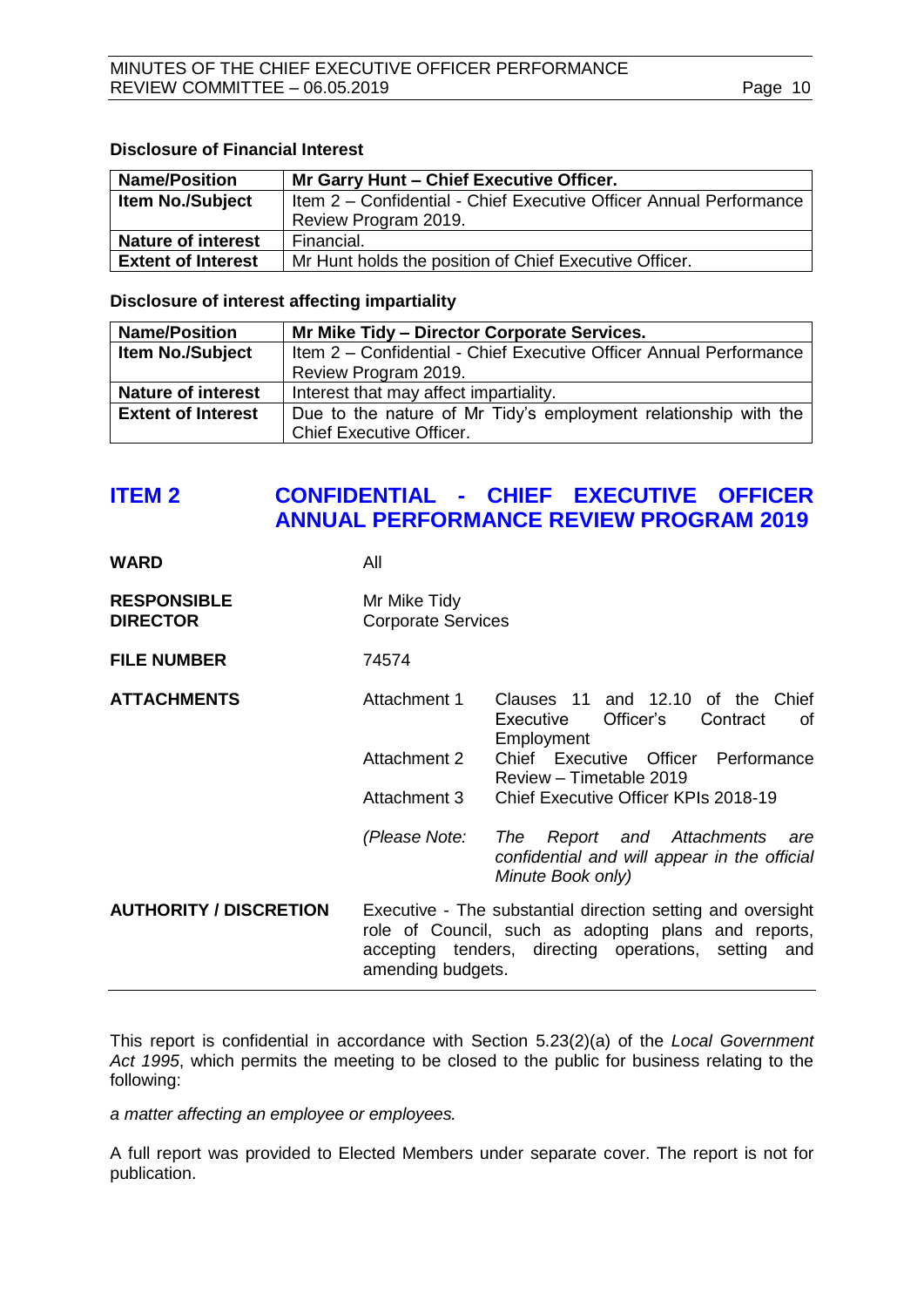**Disclosure of Financial Interest**

| | |
|---|---|
| **Name/Position** | **Mr Garry Hunt – Chief Executive Officer.** |
| **Item No./Subject** | Item 2 – Confidential - Chief Executive Officer Annual Performance Review Program 2019. |
| **Nature of interest** | Financial. |
| **Extent of Interest** | Mr Hunt holds the position of Chief Executive Officer. |

**Disclosure of interest affecting impartiality**

| | |
|---|---|
| **Name/Position** | **Mr Mike Tidy – Director Corporate Services.** |
| **Item No./Subject** | Item 2 – Confidential - Chief Executive Officer Annual Performance Review Program 2019. |
| **Nature of interest** | Interest that may affect impartiality. |
| **Extent of Interest** | Due to the nature of Mr Tidy's employment relationship with the Chief Executive Officer. |

## ITEM 2 CONFIDENTIAL - CHIEF EXECUTIVE OFFICER ANNUAL PERFORMANCE REVIEW PROGRAM 2019

| | | |
|---|---|---|
| **WARD** | All | |
| **RESPONSIBLE DIRECTOR** | Mr Mike Tidy<br>Corporate Services | |
| **FILE NUMBER** | 74574 | |
| **ATTACHMENTS** | Attachment 1 | Clauses 11 and 12.10 of the Chief Executive Officer's Contract of Employment |
| | Attachment 2 | Chief Executive Officer Performance Review – Timetable 2019 |
| | Attachment 3 | Chief Executive Officer KPIs 2018-19 |
| | *(Please Note:* | *The Report and Attachments are confidential and will appear in the official Minute Book only)* |
| **AUTHORITY / DISCRETION** | Executive - The substantial direction setting and oversight role of Council, such as adopting plans and reports, accepting tenders, directing operations, setting and amending budgets. | |

This report is confidential in accordance with Section 5.23(2)(a) of the *Local Government Act 1995*, which permits the meeting to be closed to the public for business relating to the following:

*a matter affecting an employee or employees.*

A full report was provided to Elected Members under separate cover. The report is not for publication.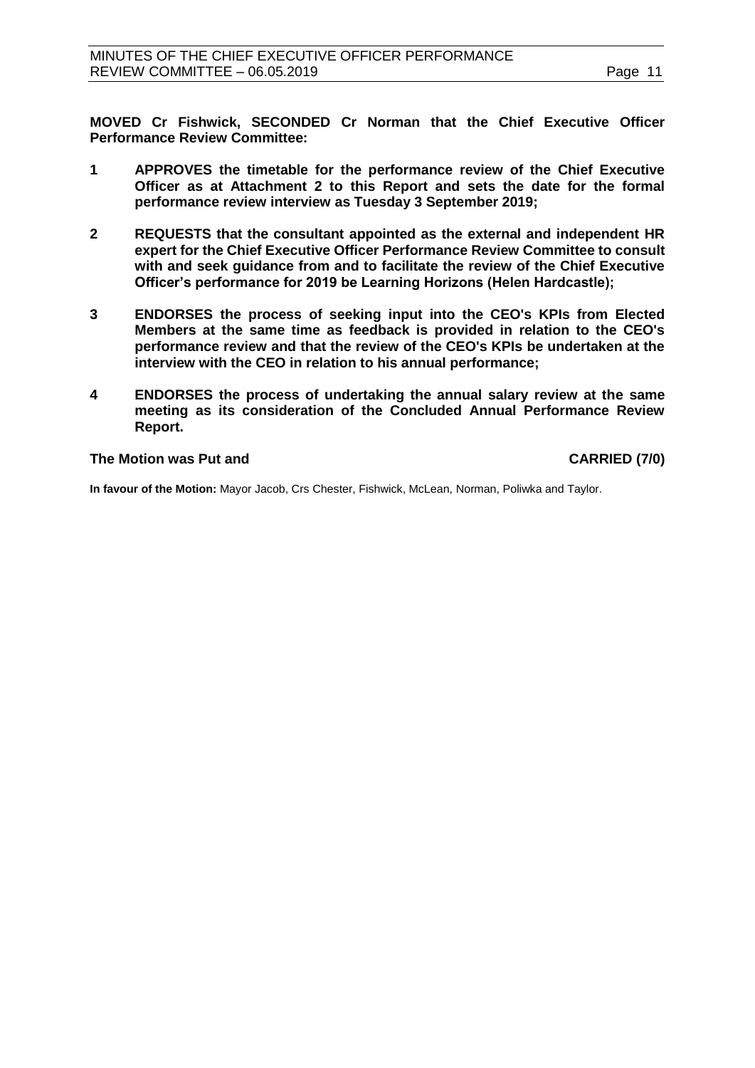**MOVED Cr Fishwick, SECONDED Cr Norman that the Chief Executive Officer Performance Review Committee:**

1. **APPROVES the timetable for the performance review of the Chief Executive Officer as at Attachment 2 to this Report and sets the date for the formal performance review interview as Tuesday 3 September 2019;**

2. **REQUESTS that the consultant appointed as the external and independent HR expert for the Chief Executive Officer Performance Review Committee to consult with and seek guidance from and to facilitate the review of the Chief Executive Officer's performance for 2019 be Learning Horizons (Helen Hardcastle);**

3. **ENDORSES the process of seeking input into the CEO's KPIs from Elected Members at the same time as feedback is provided in relation to the CEO's performance review and that the review of the CEO's KPIs be undertaken at the interview with the CEO in relation to his annual performance;**

4. **ENDORSES the process of undertaking the annual salary review at the same meeting as its consideration of the Concluded Annual Performance Review Report.**

**The Motion was Put and CARRIED (7/0)**

**In favour of the Motion:** Mayor Jacob, Crs Chester, Fishwick, McLean, Norman, Poliwka and Taylor.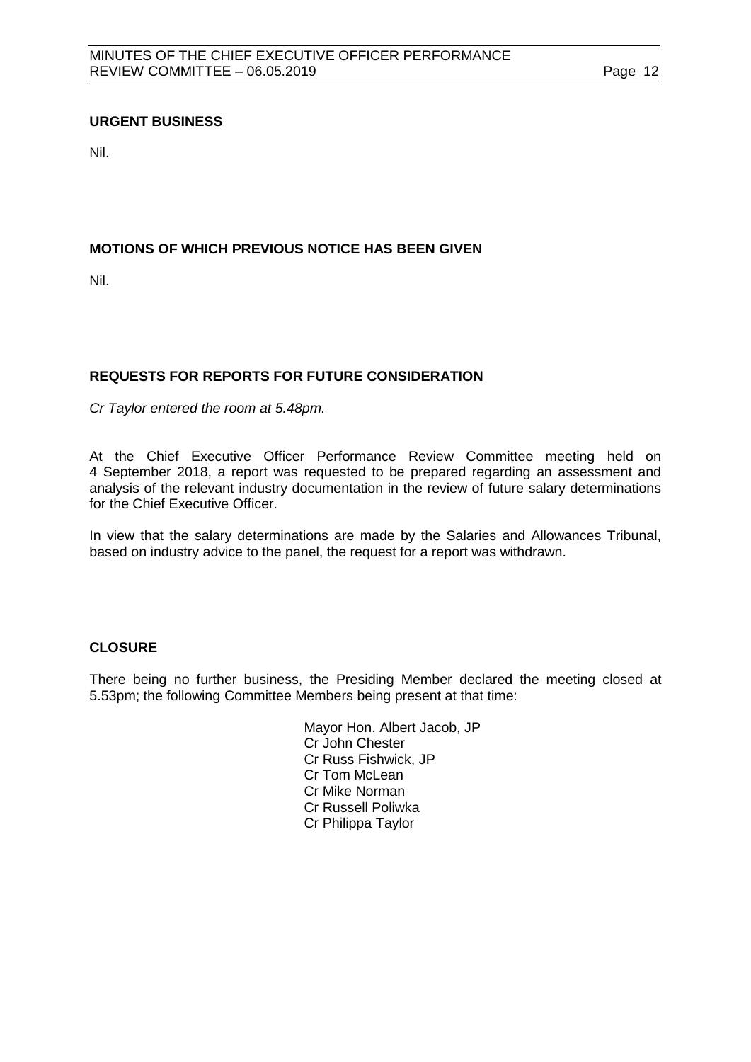## URGENT BUSINESS

Nil.

## MOTIONS OF WHICH PREVIOUS NOTICE HAS BEEN GIVEN

Nil.

## REQUESTS FOR REPORTS FOR FUTURE CONSIDERATION

*Cr Taylor entered the room at 5.48pm.*

At the Chief Executive Officer Performance Review Committee meeting held on 4 September 2018, a report was requested to be prepared regarding an assessment and analysis of the relevant industry documentation in the review of future salary determinations for the Chief Executive Officer.

In view that the salary determinations are made by the Salaries and Allowances Tribunal, based on industry advice to the panel, the request for a report was withdrawn.

## CLOSURE

There being no further business, the Presiding Member declared the meeting closed at 5.53pm; the following Committee Members being present at that time:

Mayor Hon. Albert Jacob, JP
Cr John Chester
Cr Russ Fishwick, JP
Cr Tom McLean
Cr Mike Norman
Cr Russell Poliwka
Cr Philippa Taylor